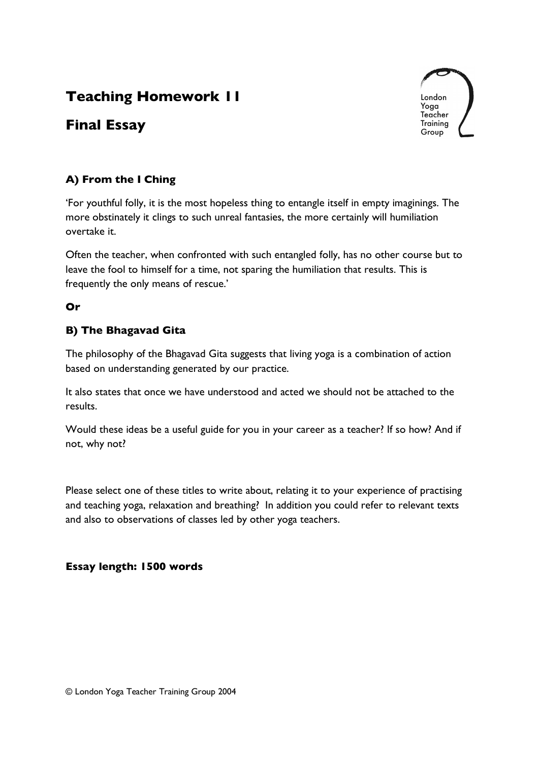# Teaching Homework 11

# Final Essay

London
Yoga
Teacher
Training
Group

### A) From the I Ching

'For youthful folly, it is the most hopeless thing to entangle itself in empty imaginings. The more obstinately it clings to such unreal fantasies, the more certainly will humiliation overtake it.

Often the teacher, when confronted with such entangled folly, has no other course but to leave the fool to himself for a time, not sparing the humiliation that results. This is frequently the only means of rescue.'

**Or**

### B) The Bhagavad Gita

The philosophy of the Bhagavad Gita suggests that living yoga is a combination of action based on understanding generated by our practice.

It also states that once we have understood and acted we should not be attached to the results.

Would these ideas be a useful guide for you in your career as a teacher? If so how? And if not, why not?

Please select one of these titles to write about, relating it to your experience of practising and teaching yoga, relaxation and breathing? In addition you could refer to relevant texts and also to observations of classes led by other yoga teachers.

**Essay length: 1500 words**

© London Yoga Teacher Training Group 2004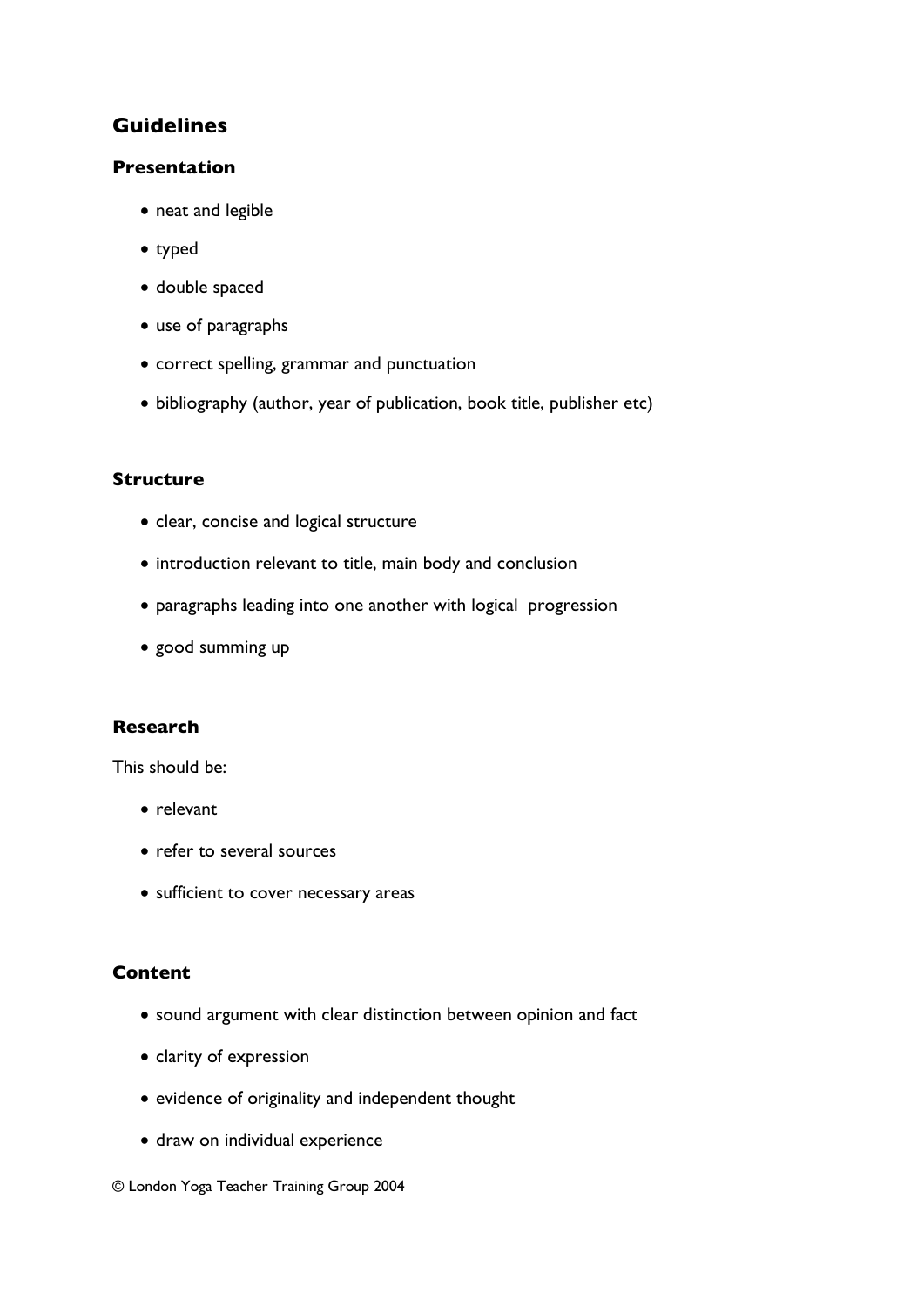## Guidelines

### Presentation

- neat and legible
- typed
- double spaced
- use of paragraphs
- correct spelling, grammar and punctuation
- bibliography (author, year of publication, book title, publisher etc)

### Structure

- clear, concise and logical structure
- introduction relevant to title, main body and conclusion
- paragraphs leading into one another with logical progression
- good summing up

### Research

This should be:

- relevant
- refer to several sources
- sufficient to cover necessary areas

### Content

- sound argument with clear distinction between opinion and fact
- clarity of expression
- evidence of originality and independent thought
- draw on individual experience

© London Yoga Teacher Training Group 2004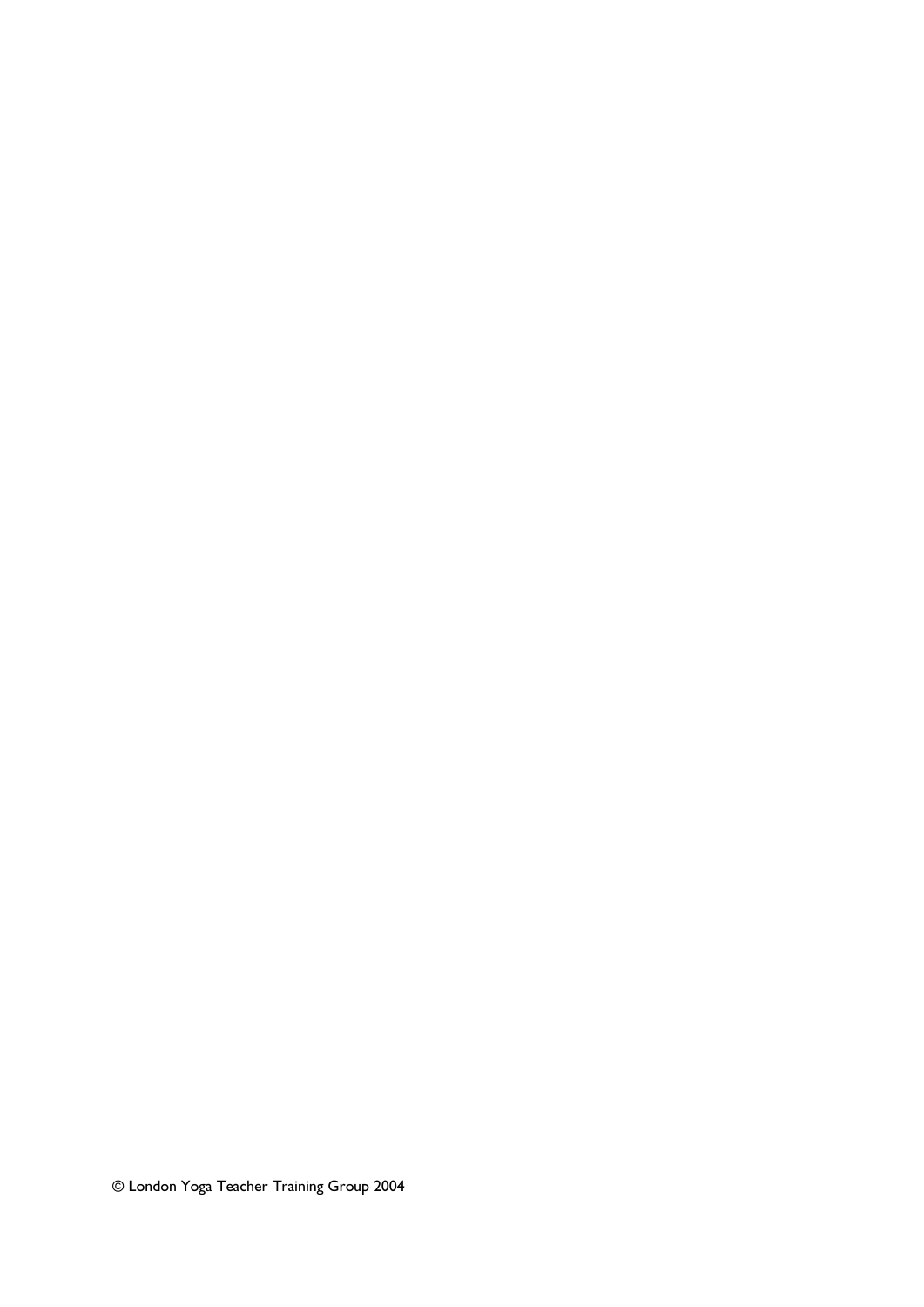© London Yoga Teacher Training Group 2004